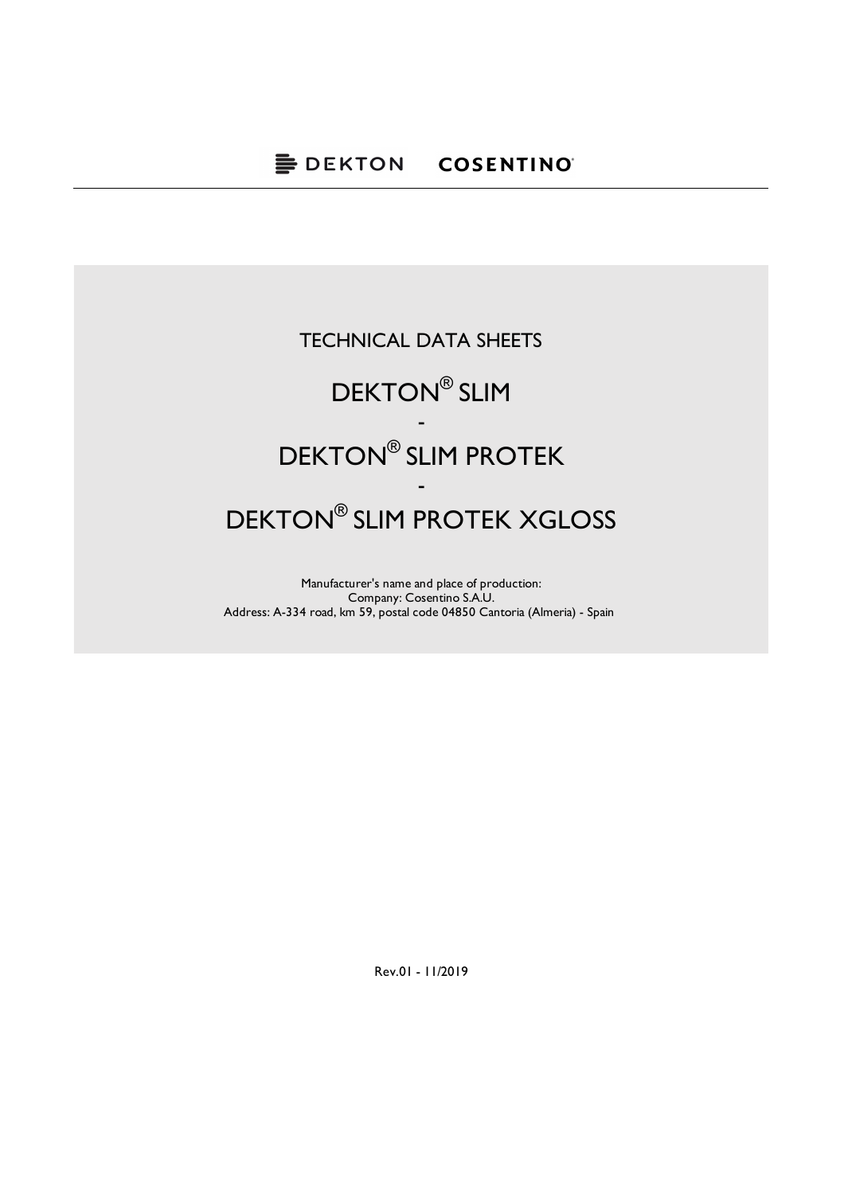DEKTON COSENTINO

TECHNICAL DATA SHEETS

# DEKTON® SLIM

-

# DEKTON® SLIM PROTEK

-

# DEKTON® SLIM PROTEK XGLOSS

Manufacturer's name and place of production:
Company: Cosentino S.A.U.
Address: A-334 road, km 59, postal code 04850 Cantoria (Almeria) - Spain

Rev.01 - 11/2019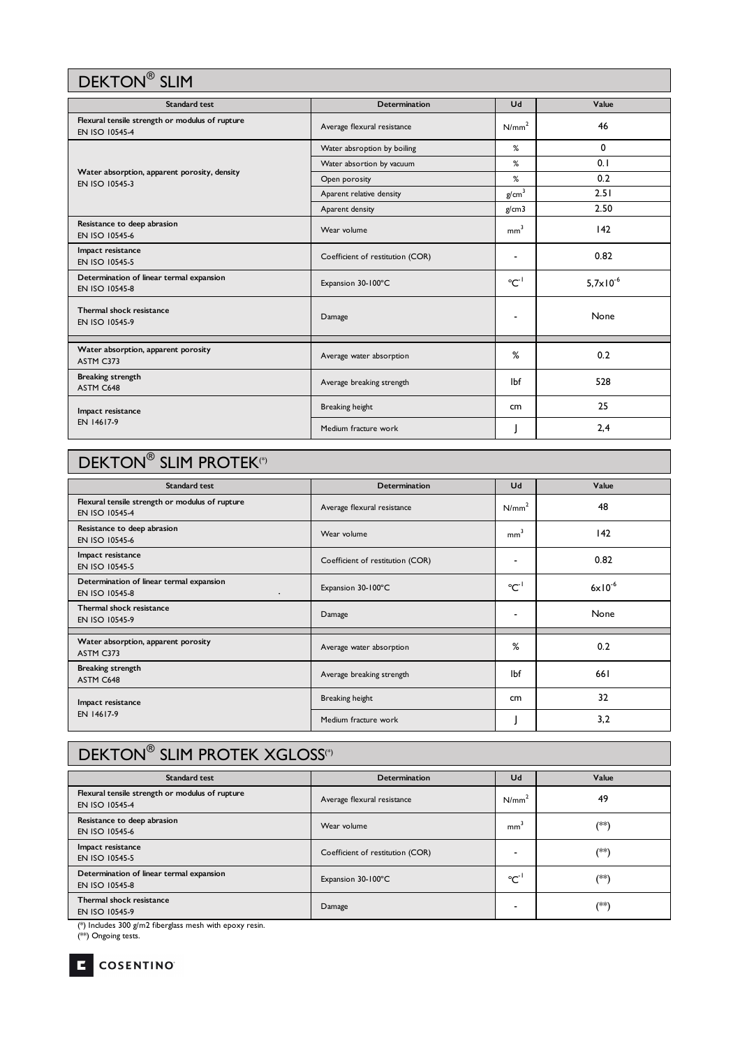## DEKTON® SLIM

| Standard test | Determination | Ud | Value |
|---|---|---|---|
| Flexural tensile strength or modulus of rupture EN ISO 10545-4 | Average flexural resistance | $N/mm^2$ | 46 |
| Water absorption, apparent porosity, density EN ISO 10545-3 | Water absroption by boiling | % | 0 |
| | Water absortion by vacuum | % | 0.1 |
| | Open porosity | % | 0.2 |
| | Aparent relative density | $g/cm^3$ | 2.51 |
| | Aparent density | g/cm3 | 2.50 |
| Resistance to deep abrasion EN ISO 10545-6 | Wear volume | $mm^3$ | 142 |
| Impact resistance EN ISO 10545-5 | Coefficient of restitution (COR) | - | 0.82 |
| Determination of linear termal expansion EN ISO 10545-8 | Expansion 30-100°C | $°C^{-1}$ | $5,7x10^{-6}$ |
| Thermal shock resistance EN ISO 10545-9 | Damage | - | None |
| Water absorption, apparent porosity ASTM C373 | Average water absorption | % | 0.2 |
| Breaking strength ASTM C648 | Average breaking strength | lbf | 528 |
| Impact resistance EN 14617-9 | Breaking height | cm | 25 |
| | Medium fracture work | J | 2,4 |

## DEKTON® SLIM PROTEK(*)

| Standard test | Determination | Ud | Value |
|---|---|---|---|
| Flexural tensile strength or modulus of rupture EN ISO 10545-4 | Average flexural resistance | $N/mm^2$ | 48 |
| Resistance to deep abrasion EN ISO 10545-6 | Wear volume | $mm^3$ | 142 |
| Impact resistance EN ISO 10545-5 | Coefficient of restitution (COR) | - | 0.82 |
| Determination of linear termal expansion EN ISO 10545-8 | Expansion 30-100°C | $°C^{-1}$ | $6x10^{-6}$ |
| Thermal shock resistance EN ISO 10545-9 | Damage | - | None |
| Water absorption, apparent porosity ASTM C373 | Average water absorption | % | 0.2 |
| Breaking strength ASTM C648 | Average breaking strength | lbf | 661 |
| Impact resistance EN 14617-9 | Breaking height | cm | 32 |
| | Medium fracture work | J | 3,2 |

## DEKTON® SLIM PROTEK XGLOSS(*)

| Standard test | Determination | Ud | Value |
|---|---|---|---|
| Flexural tensile strength or modulus of rupture EN ISO 10545-4 | Average flexural resistance | $N/mm^2$ | 49 |
| Resistance to deep abrasion EN ISO 10545-6 | Wear volume | $mm^3$ | (**) |
| Impact resistance EN ISO 10545-5 | Coefficient of restitution (COR) | - | (**) |
| Determination of linear termal expansion EN ISO 10545-8 | Expansion 30-100°C | $°C^{-1}$ | (**) |
| Thermal shock resistance EN ISO 10545-9 | Damage | - | (**) |

(*) Includes 300 g/m2 fiberglass mesh with epoxy resin.
(**) Ongoing tests.

COSENTINO